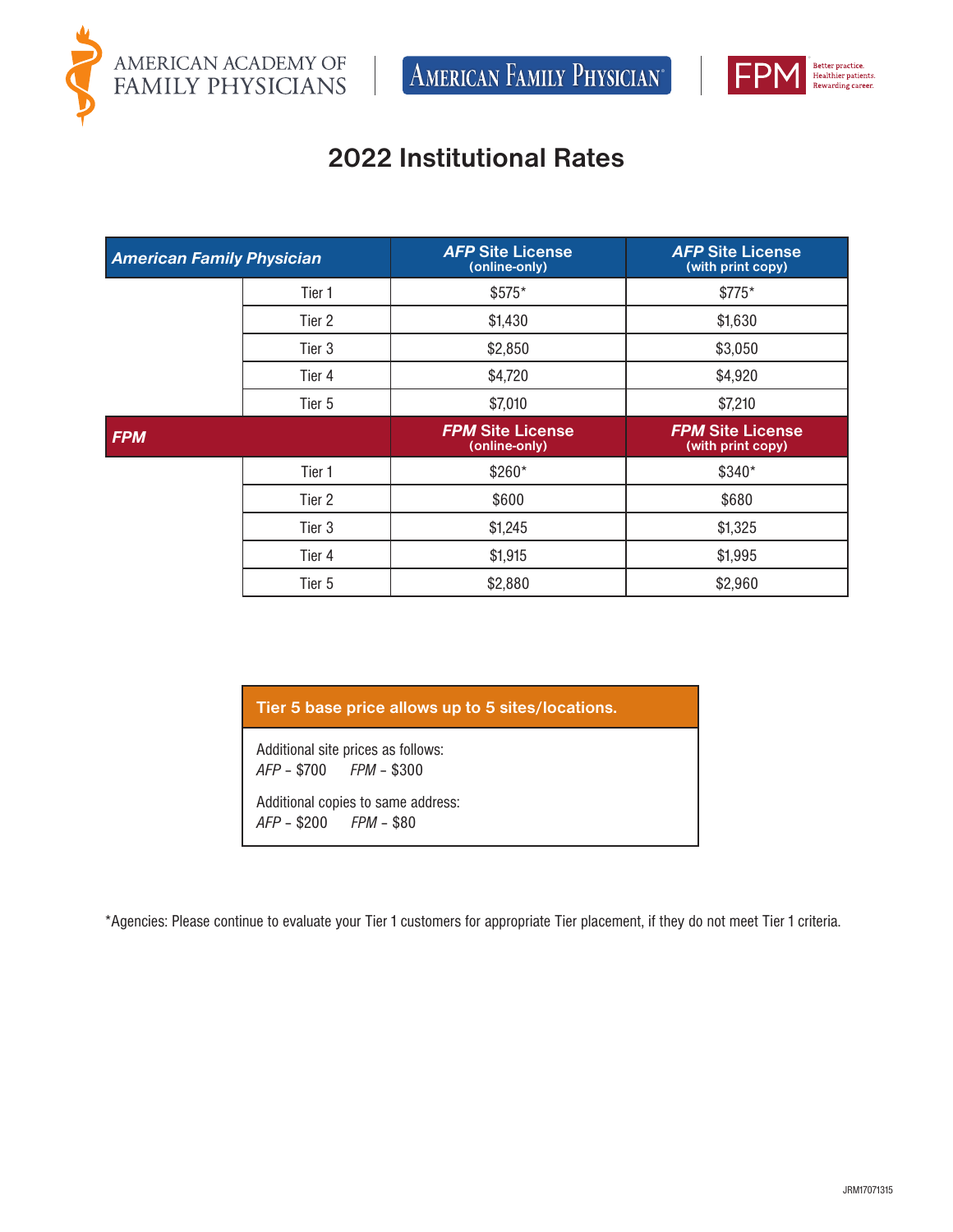AMERICAN ACADEMY OF FAMILY PHYSICIANS | AMERICAN FAMILY PHYSICIAN | FPM Better practice. Healthier patients. Rewarding career.

# 2022 Institutional Rates

| *American Family Physician* | | *AFP* Site License (online-only) | *AFP* Site License (with print copy) |
|---|---|---|---|
| | Tier 1 | $575* | $775* |
| | Tier 2 | $1,430 | $1,630 |
| | Tier 3 | $2,850 | $3,050 |
| | Tier 4 | $4,720 | $4,920 |
| | Tier 5 | $7,010 | $7,210 |
| ***FPM*** | | ***FPM* Site License (online-only)** | ***FPM* Site License (with print copy)** |
| | Tier 1 | $260* | $340* |
| | Tier 2 | $600 | $680 |
| | Tier 3 | $1,245 | $1,325 |
| | Tier 4 | $1,915 | $1,995 |
| | Tier 5 | $2,880 | $2,960 |

**Tier 5 base price allows up to 5 sites/locations.**

Additional site prices as follows:
*AFP* – $700 *FPM* – $300

Additional copies to same address:
*AFP* – $200 *FPM* – $80

*Agencies: Please continue to evaluate your Tier 1 customers for appropriate Tier placement, if they do not meet Tier 1 criteria.

JRM17071315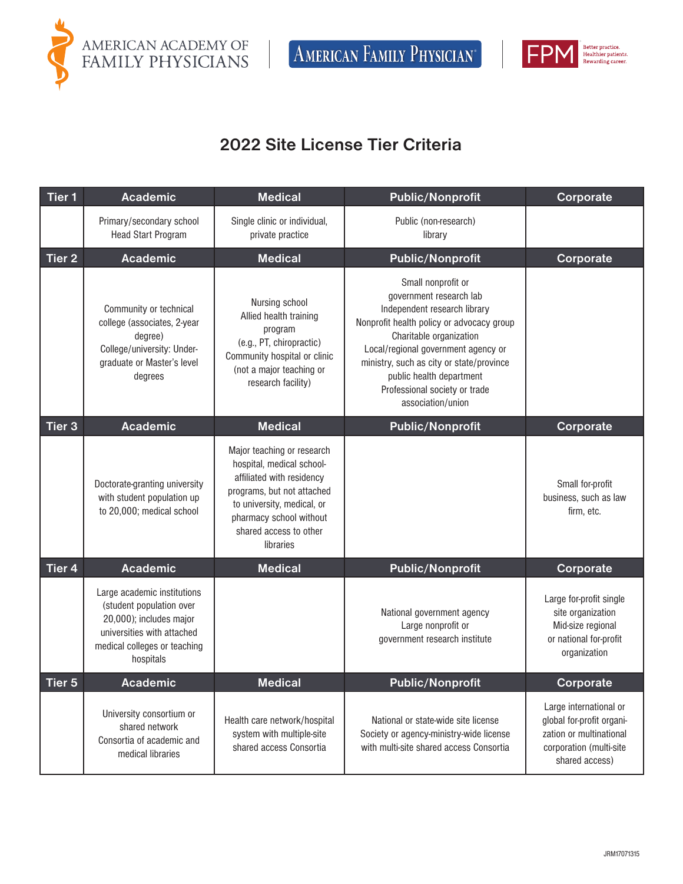# 2022 Site License Tier Criteria

| Tier 1 | Academic | Medical | Public/Nonprofit | Corporate |
|---|---|---|---|---|
| | Primary/secondary school<br>Head Start Program | Single clinic or individual, private practice | Public (non-research) library | |
| **Tier 2** | **Academic** | **Medical** | **Public/Nonprofit** | **Corporate** |
| | Community or technical college (associates, 2-year degree)<br>College/university: Undergraduate or Master's level degrees | Nursing school<br>Allied health training program (e.g., PT, chiropractic)<br>Community hospital or clinic (not a major teaching or research facility) | Small nonprofit or government research lab<br>Independent research library<br>Nonprofit health policy or advocacy group<br>Charitable organization<br>Local/regional government agency or ministry, such as city or state/province public health department<br>Professional society or trade association/union | |
| **Tier 3** | **Academic** | **Medical** | **Public/Nonprofit** | **Corporate** |
| | Doctorate-granting university with student population up to 20,000; medical school | Major teaching or research hospital, medical school-affiliated with residency programs, but not attached to university, medical, or pharmacy school without shared access to other libraries | | Small for-profit business, such as law firm, etc. |
| **Tier 4** | **Academic** | **Medical** | **Public/Nonprofit** | **Corporate** |
| | Large academic institutions (student population over 20,000); includes major universities with attached medical colleges or teaching hospitals | | National government agency<br>Large nonprofit or government research institute | Large for-profit single site organization<br>Mid-size regional or national for-profit organization |
| **Tier 5** | **Academic** | **Medical** | **Public/Nonprofit** | **Corporate** |
| | University consortium or shared network<br>Consortia of academic and medical libraries | Health care network/hospital system with multiple-site shared access Consortia | National or state-wide site license<br>Society or agency-ministry-wide license with multi-site shared access Consortia | Large international or global for-profit organization or multinational corporation (multi-site shared access) |

JRM17071315